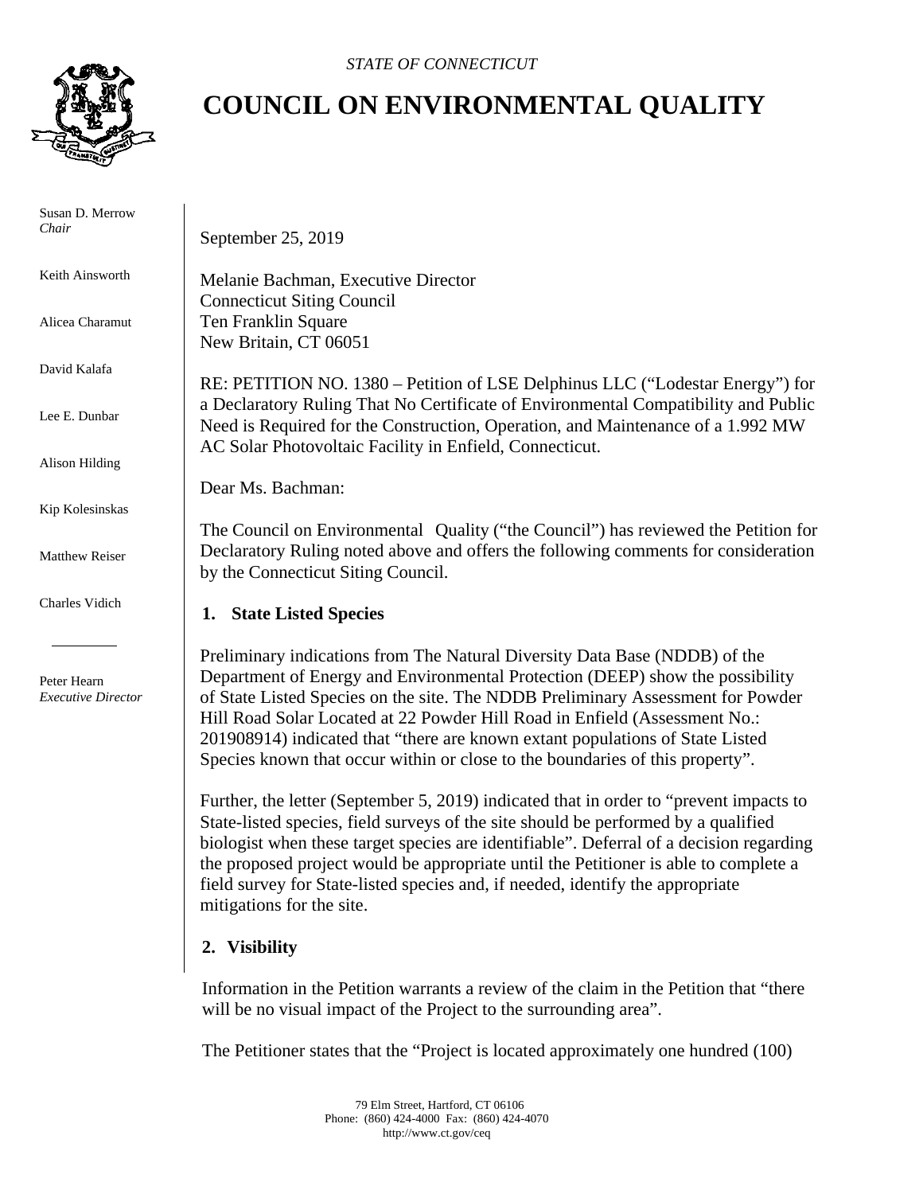*STATE OF CONNECTICUT*

# COUNCIL ON ENVIRONMENTAL QUALITY

Susan D. Merrow
*Chair*

Keith Ainsworth

Alicea Charamut

David Kalafa

Lee E. Dunbar

Alison Hilding

Kip Kolesinskas

Matthew Reiser

Charles Vidich

Peter Hearn
*Executive Director*

September 25, 2019

Melanie Bachman, Executive Director
Connecticut Siting Council
Ten Franklin Square
New Britain, CT 06051

RE: PETITION NO. 1380 – Petition of LSE Delphinus LLC ("Lodestar Energy") for a Declaratory Ruling That No Certificate of Environmental Compatibility and Public Need is Required for the Construction, Operation, and Maintenance of a 1.992 MW AC Solar Photovoltaic Facility in Enfield, Connecticut.

Dear Ms. Bachman:

The Council on Environmental Quality ("the Council") has reviewed the Petition for Declaratory Ruling noted above and offers the following comments for consideration by the Connecticut Siting Council.

## 1. State Listed Species

Preliminary indications from The Natural Diversity Data Base (NDDB) of the Department of Energy and Environmental Protection (DEEP) show the possibility of State Listed Species on the site. The NDDB Preliminary Assessment for Powder Hill Road Solar Located at 22 Powder Hill Road in Enfield (Assessment No.: 201908914) indicated that "there are known extant populations of State Listed Species known that occur within or close to the boundaries of this property".

Further, the letter (September 5, 2019) indicated that in order to "prevent impacts to State-listed species, field surveys of the site should be performed by a qualified biologist when these target species are identifiable". Deferral of a decision regarding the proposed project would be appropriate until the Petitioner is able to complete a field survey for State-listed species and, if needed, identify the appropriate mitigations for the site.

## 2. Visibility

Information in the Petition warrants a review of the claim in the Petition that "there will be no visual impact of the Project to the surrounding area".

The Petitioner states that the "Project is located approximately one hundred (100)

79 Elm Street, Hartford, CT 06106
Phone: (860) 424-4000 Fax: (860) 424-4070
http://www.ct.gov/ceq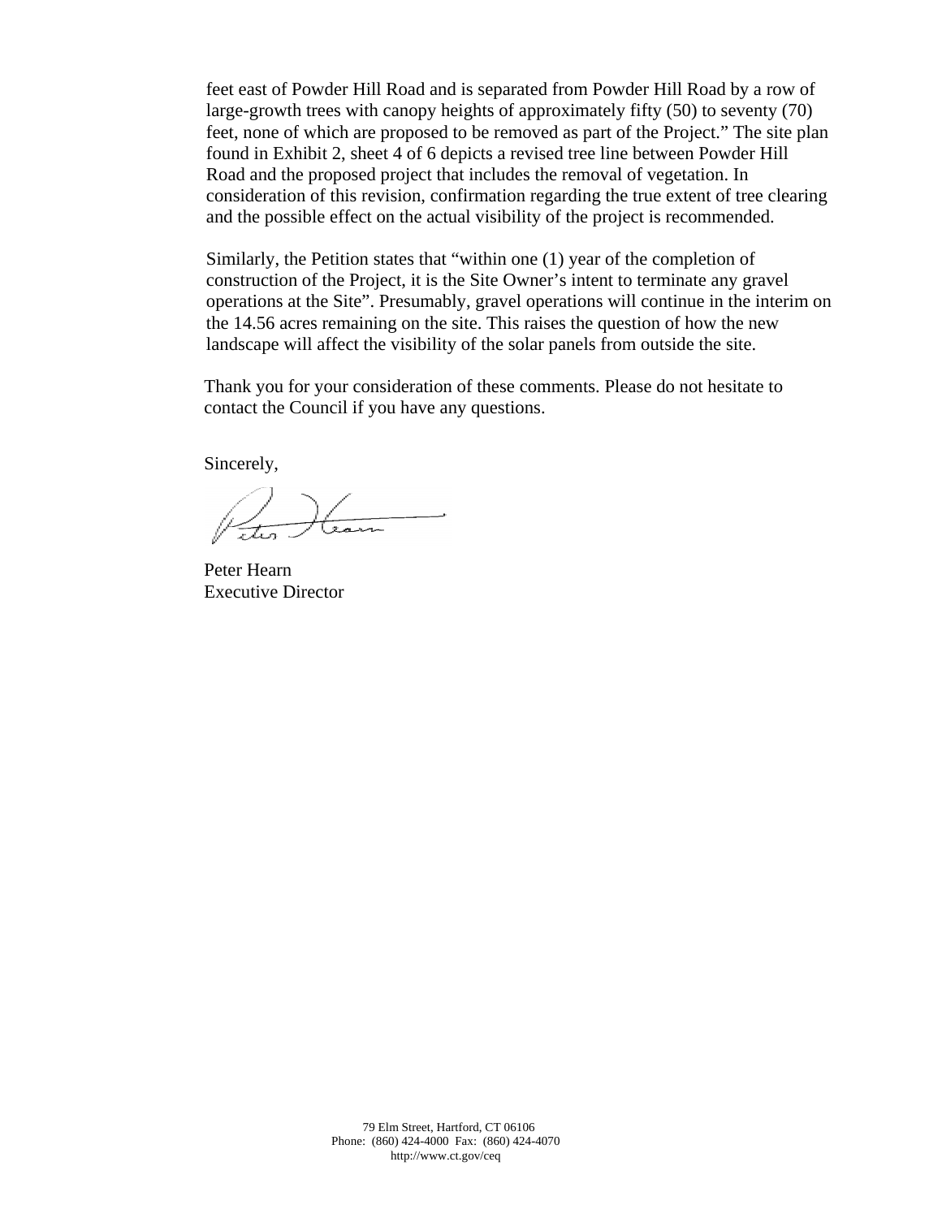feet east of Powder Hill Road and is separated from Powder Hill Road by a row of large-growth trees with canopy heights of approximately fifty (50) to seventy (70) feet, none of which are proposed to be removed as part of the Project." The site plan found in Exhibit 2, sheet 4 of 6 depicts a revised tree line between Powder Hill Road and the proposed project that includes the removal of vegetation. In consideration of this revision, confirmation regarding the true extent of tree clearing and the possible effect on the actual visibility of the project is recommended.

Similarly, the Petition states that "within one (1) year of the completion of construction of the Project, it is the Site Owner's intent to terminate any gravel operations at the Site". Presumably, gravel operations will continue in the interim on the 14.56 acres remaining on the site. This raises the question of how the new landscape will affect the visibility of the solar panels from outside the site.

Thank you for your consideration of these comments. Please do not hesitate to contact the Council if you have any questions.

Sincerely,

Peter Hearn
Executive Director

79 Elm Street, Hartford, CT 06106
Phone: (860) 424-4000 Fax: (860) 424-4070
http://www.ct.gov/ceq